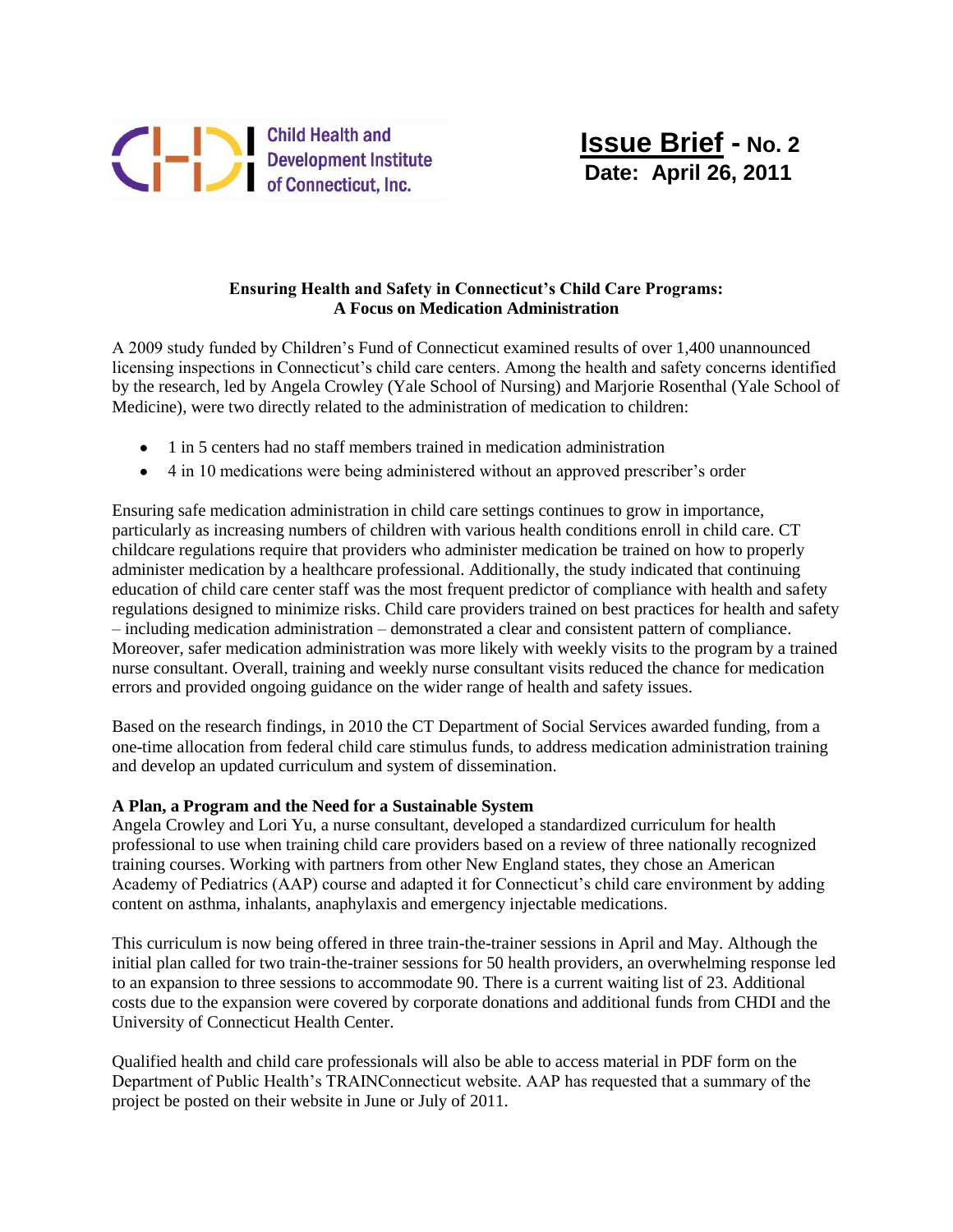Child Health and Development Institute of Connecticut, Inc.

**Issue Brief - No. 2**
**Date: April 26, 2011**

## Ensuring Health and Safety in Connecticut's Child Care Programs: A Focus on Medication Administration

A 2009 study funded by Children's Fund of Connecticut examined results of over 1,400 unannounced licensing inspections in Connecticut's child care centers. Among the health and safety concerns identified by the research, led by Angela Crowley (Yale School of Nursing) and Marjorie Rosenthal (Yale School of Medicine), were two directly related to the administration of medication to children:

- 1 in 5 centers had no staff members trained in medication administration
- 4 in 10 medications were being administered without an approved prescriber's order

Ensuring safe medication administration in child care settings continues to grow in importance, particularly as increasing numbers of children with various health conditions enroll in child care. CT childcare regulations require that providers who administer medication be trained on how to properly administer medication by a healthcare professional. Additionally, the study indicated that continuing education of child care center staff was the most frequent predictor of compliance with health and safety regulations designed to minimize risks. Child care providers trained on best practices for health and safety – including medication administration – demonstrated a clear and consistent pattern of compliance. Moreover, safer medication administration was more likely with weekly visits to the program by a trained nurse consultant. Overall, training and weekly nurse consultant visits reduced the chance for medication errors and provided ongoing guidance on the wider range of health and safety issues.

Based on the research findings, in 2010 the CT Department of Social Services awarded funding, from a one-time allocation from federal child care stimulus funds, to address medication administration training and develop an updated curriculum and system of dissemination.

### A Plan, a Program and the Need for a Sustainable System

Angela Crowley and Lori Yu, a nurse consultant, developed a standardized curriculum for health professional to use when training child care providers based on a review of three nationally recognized training courses. Working with partners from other New England states, they chose an American Academy of Pediatrics (AAP) course and adapted it for Connecticut's child care environment by adding content on asthma, inhalants, anaphylaxis and emergency injectable medications.

This curriculum is now being offered in three train-the-trainer sessions in April and May. Although the initial plan called for two train-the-trainer sessions for 50 health providers, an overwhelming response led to an expansion to three sessions to accommodate 90. There is a current waiting list of 23. Additional costs due to the expansion were covered by corporate donations and additional funds from CHDI and the University of Connecticut Health Center.

Qualified health and child care professionals will also be able to access material in PDF form on the Department of Public Health's TRAINConnecticut website. AAP has requested that a summary of the project be posted on their website in June or July of 2011.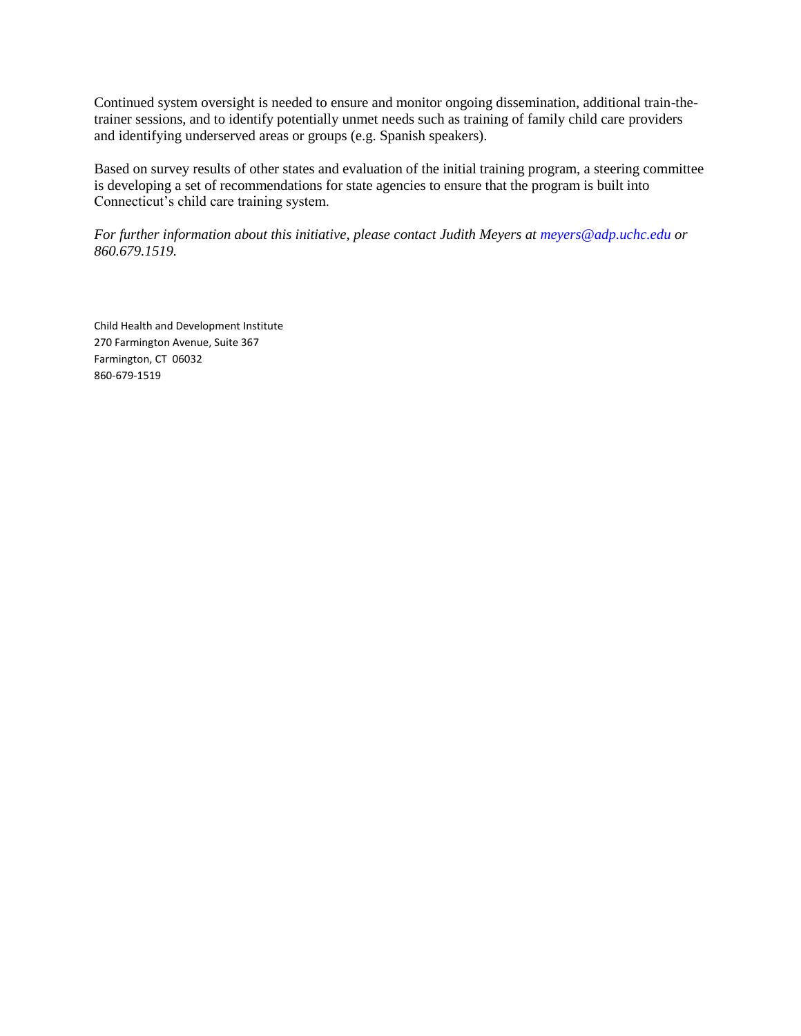Continued system oversight is needed to ensure and monitor ongoing dissemination, additional train-the-trainer sessions, and to identify potentially unmet needs such as training of family child care providers and identifying underserved areas or groups (e.g. Spanish speakers).

Based on survey results of other states and evaluation of the initial training program, a steering committee is developing a set of recommendations for state agencies to ensure that the program is built into Connecticut's child care training system.

*For further information about this initiative, please contact Judith Meyers at meyers@adp.uchc.edu or 860.679.1519.*

Child Health and Development Institute
270 Farmington Avenue, Suite 367
Farmington, CT 06032
860-679-1519